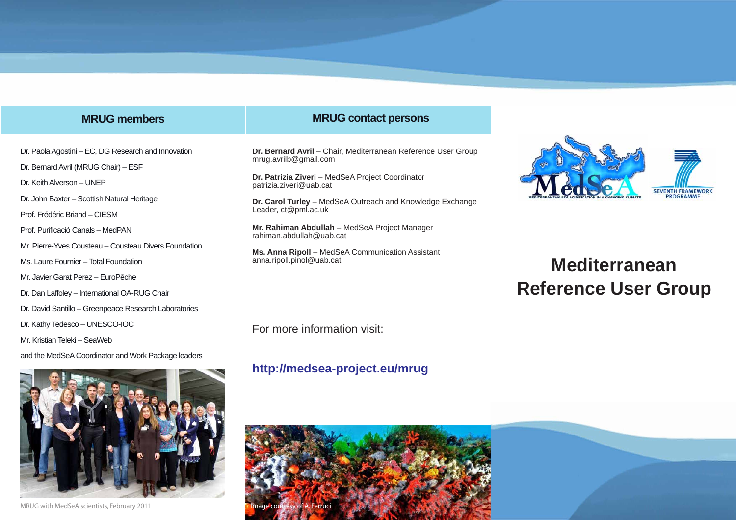## MRUG members

Dr. Paola Agostini – EC, DG Research and Innovation

Dr. Bernard Avril (MRUG Chair) – ESF

Dr. Keith Alverson – UNEP

Dr. John Baxter – Scottish Natural Heritage

Prof. Frédéric Briand – CIESM

Prof. Purificació Canals – MedPAN

Mr. Pierre-Yves Cousteau – Cousteau Divers Foundation

Ms. Laure Fournier – Total Foundation

Mr. Javier Garat Perez – EuroPêche

Dr. Dan Laffoley – International OA-RUG Chair

Dr. David Santillo – Greenpeace Research Laboratories

Dr. Kathy Tedesco – UNESCO-IOC

Mr. Kristian Teleki – SeaWeb

and the MedSeA Coordinator and Work Package leaders

MRUG with MedSeA scientists, February 2011

## MRUG contact persons

**Dr. Bernard Avril** – Chair, Mediterranean Reference User Group
mrug.avrilb@gmail.com

**Dr. Patrizia Ziveri** – MedSeA Project Coordinator
patrizia.ziveri@uab.cat

**Dr. Carol Turley** – MedSeA Outreach and Knowledge Exchange Leader, ct@pml.ac.uk

**Mr. Rahiman Abdullah** – MedSeA Project Manager
rahiman.abdullah@uab.cat

**Ms. Anna Ripoll** – MedSeA Communication Assistant
anna.ripoll.pinol@uab.cat

For more information visit:

**http://medsea-project.eu/mrug**

Image courtesy of A. Ferruci

MedSeA – Mediterranean Sea Acidification in a Changing Climate

Seventh Framework Programme

# Mediterranean Reference User Group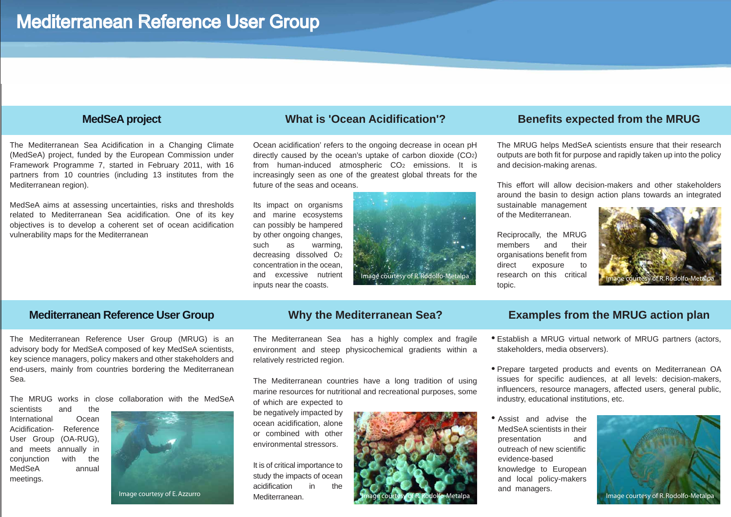# Mediterranean Reference User Group

## MedSeA project

The Mediterranean Sea Acidification in a Changing Climate (MedSeA) project, funded by the European Commission under Framework Programme 7, started in February 2011, with 16 partners from 10 countries (including 13 institutes from the Mediterranean region).

MedSeA aims at assessing uncertainties, risks and thresholds related to Mediterranean Sea acidification. One of its key objectives is to develop a coherent set of ocean acidification vulnerability maps for the Mediterranean

## What is 'Ocean Acidification'?

Ocean acidification' refers to the ongoing decrease in ocean pH directly caused by the ocean's uptake of carbon dioxide ($CO_2$) from human-induced atmospheric $CO_2$ emissions. It is increasingly seen as one of the greatest global threats for the future of the seas and oceans.

Its impact on organisms and marine ecosystems can possibly be hampered by other ongoing changes, such as warming, decreasing dissolved $O_2$ concentration in the ocean, and excessive nutrient inputs near the coasts.

Image courtesy of R. Rodolfo-Metalpa

## Benefits expected from the MRUG

The MRUG helps MedSeA scientists ensure that their research outputs are both fit for purpose and rapidly taken up into the policy and decision-making arenas.

This effort will allow decision-makers and other stakeholders around the basin to design action plans towards an integrated sustainable management of the Mediterranean.

Reciprocally, the MRUG members and their organisations benefit from direct exposure to research on this critical topic.

Image courtesy of R. Rodolfo-Metalpa

## Mediterranean Reference User Group

The Mediterranean Reference User Group (MRUG) is an advisory body for MedSeA composed of key MedSeA scientists, key science managers, policy makers and other stakeholders and end-users, mainly from countries bordering the Mediterranean Sea.

The MRUG works in close collaboration with the MedSeA scientists and the International Ocean Acidification- Reference User Group (OA-RUG), and meets annually in conjunction with the MedSeA annual meetings.

Image courtesy of E. Azzurro

## Why the Mediterranean Sea?

The Mediterranean Sea has a highly complex and fragile environment and steep physicochemical gradients within a relatively restricted region.

The Mediterranean countries have a long tradition of using marine resources for nutritional and recreational purposes, some of which are expected to be negatively impacted by ocean acidification, alone or combined with other environmental stressors.

It is of critical importance to study the impacts of ocean acidification in the Mediterranean.

Image courtesy of R. Rodolfo-Metalpa

## Examples from the MRUG action plan

- Establish a MRUG virtual network of MRUG partners (actors, stakeholders, media observers).
- Prepare targeted products and events on Mediterranean OA issues for specific audiences, at all levels: decision-makers, influencers, resource managers, affected users, general public, industry, educational institutions, etc.
- Assist and advise the MedSeA scientists in their presentation and outreach of new scientific evidence-based knowledge to European and local policy-makers and managers.

Image courtesy of R. Rodolfo-Metalpa